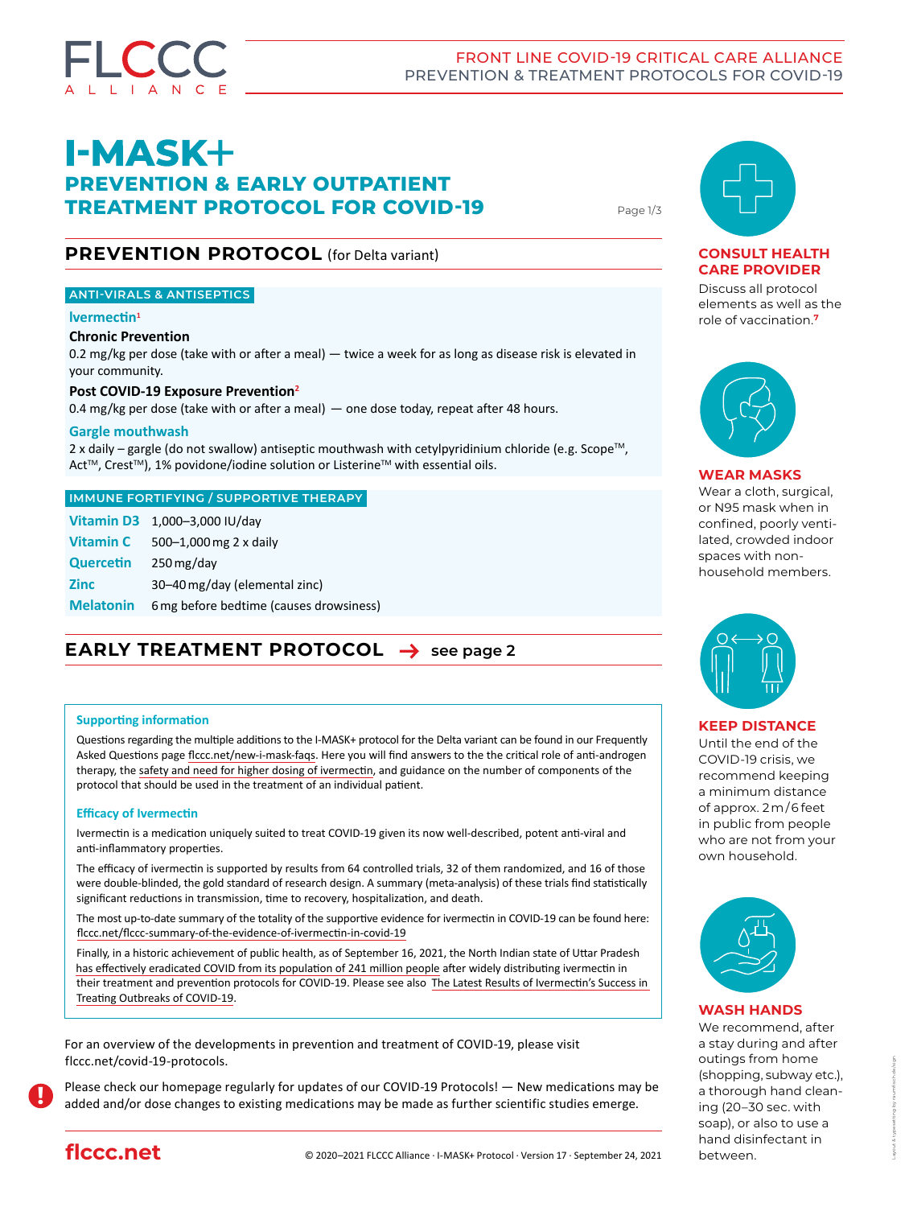# I-MASK+

## PREVENTION & EARLY OUTPATIENT TREATMENT PROTOCOL FOR COVID-19

## PREVENTION PROTOCOL (for Delta variant)

### ANTI-VIRALS & ANTISEPTICS

**Ivermectin**[1]

**Chronic Prevention**

0.2 mg/kg per dose (take with or after a meal) — twice a week for as long as disease risk is elevated in your community.

**Post COVID-19 Exposure Prevention**[2]

0.4 mg/kg per dose (take with or after a meal) — one dose today, repeat after 48 hours.

**Gargle mouthwash**

2 x daily – gargle (do not swallow) antiseptic mouthwash with cetylpyridinium chloride (e.g. Scope™, Act™, Crest™), 1% povidone/iodine solution or Listerine™ with essential oils.

### IMMUNE FORTIFYING / SUPPORTIVE THERAPY

| | |
|---|---|
| **Vitamin D3** | 1,000–3,000 IU/day |
| **Vitamin C** | 500–1,000 mg 2 x daily |
| **Quercetin** | 250 mg/day |
| **Zinc** | 30–40 mg/day (elemental zinc) |
| **Melatonin** | 6 mg before bedtime (causes drowsiness) |

## EARLY TREATMENT PROTOCOL → see page 2

### Supporting information

Questions regarding the multiple additions to the I-MASK+ protocol for the Delta variant can be found in our Frequently Asked Questions page flccc.net/new-i-mask-faqs. Here you will find answers to the the critical role of anti-androgen therapy, the safety and need for higher dosing of ivermectin, and guidance on the number of components of the protocol that should be used in the treatment of an individual patient.

### Efficacy of Ivermectin

Ivermectin is a medication uniquely suited to treat COVID-19 given its now well-described, potent anti-viral and anti-inflammatory properties.

The efficacy of ivermectin is supported by results from 64 controlled trials, 32 of them randomized, and 16 of those were double-blinded, the gold standard of research design. A summary (meta-analysis) of these trials find statistically significant reductions in transmission, time to recovery, hospitalization, and death.

The most up-to-date summary of the totality of the supportive evidence for ivermectin in COVID-19 can be found here: flccc.net/flccc-summary-of-the-evidence-of-ivermectin-in-covid-19

Finally, in a historic achievement of public health, as of September 16, 2021, the North Indian state of Uttar Pradesh has effectively eradicated COVID from its population of 241 million people after widely distributing ivermectin in their treatment and prevention protocols for COVID-19. Please see also The Latest Results of Ivermectin's Success in Treating Outbreaks of COVID-19.

For an overview of the developments in prevention and treatment of COVID-19, please visit flccc.net/covid-19-protocols.

Please check our homepage regularly for updates of our COVID-19 Protocols! — New medications may be added and/or dose changes to existing medications may be made as further scientific studies emerge.

### CONSULT HEALTH CARE PROVIDER

Discuss all protocol elements as well as the role of vaccination.[7]

### WEAR MASKS

Wear a cloth, surgical, or N95 mask when in confined, poorly ventilated, crowded indoor spaces with non-household members.

### KEEP DISTANCE

Until the end of the COVID-19 crisis, we recommend keeping a minimum distance of approx. 2 m / 6 feet in public from people who are not from your own household.

### WASH HANDS

We recommend, after a stay during and after outings from home (shopping, subway etc.), a thorough hand cleaning (20–30 sec. with soap), or also to use a hand disinfectant in between.

flccc.net

© 2020–2021 FLCCC Alliance · I-MASK+ Protocol · Version 17 · September 24, 2021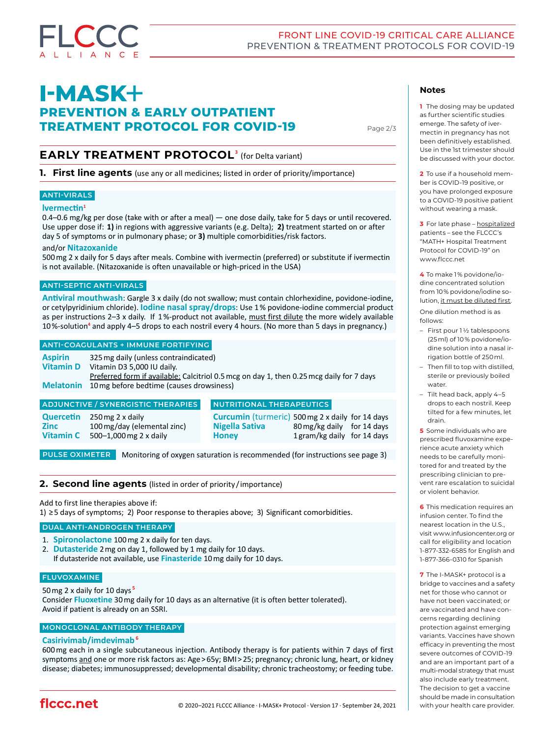# I-MASK+

## PREVENTION & EARLY OUTPATIENT TREATMENT PROTOCOL FOR COVID-19

## EARLY TREATMENT PROTOCOL[3] (for Delta variant)

### 1. First line agents (use any or all medicines; listed in order of priority/importance)

**ANTI-VIRALS**

**Ivermectin**[1]
0.4–0.6 mg/kg per dose (take with or after a meal) — one dose daily, take for 5 days or until recovered. Use upper dose if: **1)** in regions with aggressive variants (e.g. Delta); **2)** treatment started on or after day 5 of symptoms or in pulmonary phase; or **3)** multiple comorbidities/risk factors.

and/or **Nitazoxanide**
500 mg 2 x daily for 5 days after meals. Combine with ivermectin (preferred) or substitute if ivermectin is not available. (Nitazoxanide is often unavailable or high-priced in the USA)

**ANTI-SEPTIC ANTI-VIRALS**

**Antiviral mouthwash**: Gargle 3 x daily (do not swallow; must contain chlorhexidine, povidone-iodine, or cetylpyridinium chloride). **Iodine nasal spray/drops**: Use 1 % povidone-iodine commercial product as per instructions 2–3 x daily. If 1 %-product not available, must first dilute the more widely available 10 %-solution[4] and apply 4–5 drops to each nostril every 4 hours. (No more than 5 days in pregnancy.)

**ANTI-COAGULANTS + IMMUNE FORTIFYING**

| | |
|---|---|
| **Aspirin** | 325 mg daily (unless contraindicated) |
| **Vitamin D** | Vitamin D3 5,000 IU daily. Preferred form if available: Calcitriol 0.5 mcg on day 1, then 0.25 mcg daily for 7 days |
| **Melatonin** | 10 mg before bedtime (causes drowsiness) |

**ADJUNCTIVE / SYNERGISTIC THERAPIES**

| | |
|---|---|
| **Quercetin** | 250 mg 2 x daily |
| **Zinc** | 100 mg/day (elemental zinc) |
| **Vitamin C** | 500–1,000 mg 2 x daily |

**NUTRITIONAL THERAPEUTICS**

| | | |
|---|---|---|
| **Curcumin** (turmeric) | 500 mg 2 x daily | for 14 days |
| **Nigella Sativa** | 80 mg/kg daily | for 14 days |
| **Honey** | 1 gram/kg daily | for 14 days |

**PULSE OXIMETER** Monitoring of oxygen saturation is recommended (for instructions see page 3)

### 2. Second line agents (listed in order of priority/importance)

Add to first line therapies above if:
1) ≥5 days of symptoms; 2) Poor response to therapies above; 3) Significant comorbidities.

**DUAL ANTI-ANDROGEN THERAPY**

1. **Spironolactone** 100 mg 2 x daily for ten days.
2. **Dutasteride** 2 mg on day 1, followed by 1 mg daily for 10 days.
   If dutasteride not available, use **Finasteride** 10 mg daily for 10 days.

**FLUVOXAMINE**

50 mg 2 x daily for 10 days[5]
Consider **Fluoxetine** 30 mg daily for 10 days as an alternative (it is often better tolerated).
Avoid if patient is already on an SSRI.

**MONOCLONAL ANTIBODY THERAPY**

**Casirivimab/imdevimab**[6]
600 mg each in a single subcutaneous injection. Antibody therapy is for patients within 7 days of first symptoms and one or more risk factors as: Age > 65y; BMI > 25; pregnancy; chronic lung, heart, or kidney disease; diabetes; immunosuppressed; developmental disability; chronic tracheostomy; or feeding tube.

---

**Notes**

**1** The dosing may be updated as further scientific studies emerge. The safety of ivermectin in pregnancy has not been definitively established. Use in the 1st trimester should be discussed with your doctor.

**2** To use if a household member is COVID-19 positive, or you have prolonged exposure to a COVID-19 positive patient without wearing a mask.

**3** For late phase – hospitalized patients – see the FLCCC's "MATH+ Hospital Treatment Protocol for COVID-19" on www.flccc.net

**4** To make 1% povidone/iodine concentrated solution from 10% povidone/iodine solution, it must be diluted first.

One dilution method is as follows:

- First pour 1½ tablespoons (25 ml) of 10% povidone/iodine solution into a nasal irrigation bottle of 250 ml.
- Then fill to top with distilled, sterile or previously boiled water.
- Tilt head back, apply 4–5 drops to each nostril. Keep tilted for a few minutes, let drain.

**5** Some individuals who are prescribed fluvoxamine experience acute anxiety which needs to be carefully monitored for and treated by the prescribing clinician to prevent rare escalation to suicidal or violent behavior.

**6** This medication requires an infusion center. To find the nearest location in the U.S., visit www.infusioncenter.org or call for eligibility and location 1-877-332-6585 for English and 1-877-366-0310 for Spanish

**7** The I-MASK+ protocol is a bridge to vaccines and a safety net for those who cannot or have not been vaccinated; or are vaccinated and have concerns regarding declining protection against emerging variants. Vaccines have shown efficacy in preventing the most severe outcomes of COVID-19 and are an important part of a multi-modal strategy that must also include early treatment. The decision to get a vaccine should be made in consultation with your health care provider.

flccc.net

© 2020–2021 FLCCC Alliance · I-MASK+ Protocol · Version 17 · September 24, 2021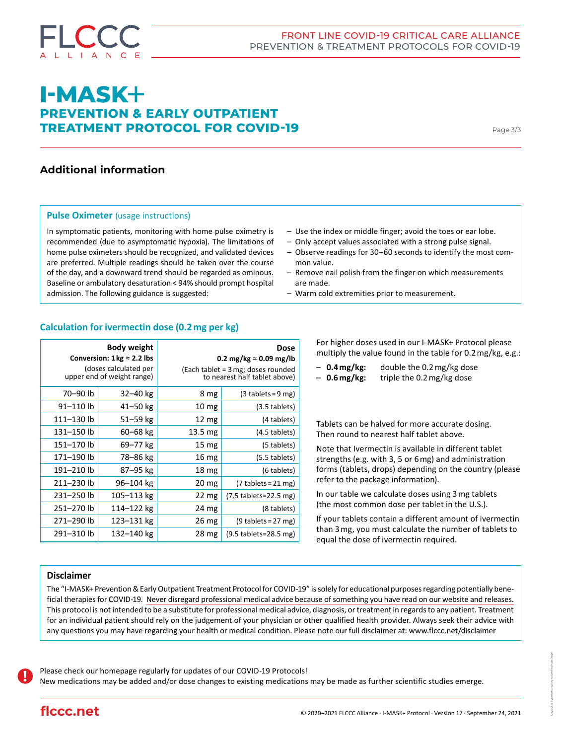# I-MASK+

## PREVENTION & EARLY OUTPATIENT TREATMENT PROTOCOL FOR COVID-19

## Additional information

### Pulse Oximeter (usage instructions)

In symptomatic patients, monitoring with home pulse oximetry is recommended (due to asymptomatic hypoxia). The limitations of home pulse oximeters should be recognized, and validated devices are preferred. Multiple readings should be taken over the course of the day, and a downward trend should be regarded as ominous. Baseline or ambulatory desaturation < 94% should prompt hospital admission. The following guidance is suggested:

- Use the index or middle finger; avoid the toes or ear lobe.
- Only accept values associated with a strong pulse signal.
- Observe readings for 30–60 seconds to identify the most common value.
- Remove nail polish from the finger on which measurements are made.
- Warm cold extremities prior to measurement.

### Calculation for ivermectin dose (0.2 mg per kg)

| **Body weight** Conversion: 1 kg ≈ 2.2 lbs (doses calculated per upper end of weight range) | | **Dose** 0.2 mg/kg ≈ 0.09 mg/lb (Each tablet = 3 mg; doses rounded to nearest half tablet above) | |
|---|---|---|---|
| 70–90 lb | 32–40 kg | 8 mg | (3 tablets = 9 mg) |
| 91–110 lb | 41–50 kg | 10 mg | (3.5 tablets) |
| 111–130 lb | 51–59 kg | 12 mg | (4 tablets) |
| 131–150 lb | 60–68 kg | 13.5 mg | (4.5 tablets) |
| 151–170 lb | 69–77 kg | 15 mg | (5 tablets) |
| 171–190 lb | 78–86 kg | 16 mg | (5.5 tablets) |
| 191–210 lb | 87–95 kg | 18 mg | (6 tablets) |
| 211–230 lb | 96–104 kg | 20 mg | (7 tablets = 21 mg) |
| 231–250 lb | 105–113 kg | 22 mg | (7.5 tablets=22.5 mg) |
| 251–270 lb | 114–122 kg | 24 mg | (8 tablets) |
| 271–290 lb | 123–131 kg | 26 mg | (9 tablets = 27 mg) |
| 291–310 lb | 132–140 kg | 28 mg | (9.5 tablets=28.5 mg) |

For higher doses used in our I-MASK+ Protocol please multiply the value found in the table for 0.2 mg/kg, e.g.:

- **0.4 mg/kg:** double the 0.2 mg/kg dose
- **0.6 mg/kg:** triple the 0.2 mg/kg dose

Tablets can be halved for more accurate dosing. Then round to nearest half tablet above.

Note that Ivermectin is available in different tablet strengths (e.g. with 3, 5 or 6 mg) and administration forms (tablets, drops) depending on the country (please refer to the package information).

In our table we calculate doses using 3 mg tablets (the most common dose per tablet in the U.S.).

If your tablets contain a different amount of ivermectin than 3 mg, you must calculate the number of tablets to equal the dose of ivermectin required.

### Disclaimer

The "I-MASK+ Prevention & Early Outpatient Treatment Protocol for COVID-19" is solely for educational purposes regarding potentially beneficial therapies for COVID-19. Never disregard professional medical advice because of something you have read on our website and releases. This protocol is not intended to be a substitute for professional medical advice, diagnosis, or treatment in regards to any patient. Treatment for an individual patient should rely on the judgement of your physician or other qualified health provider. Always seek their advice with any questions you may have regarding your health or medical condition. Please note our full disclaimer at: www.flccc.net/disclaimer

Please check our homepage regularly for updates of our COVID-19 Protocols!
New medications may be added and/or dose changes to existing medications may be made as further scientific studies emerge.

flccc.net

© 2020–2021 FLCCC Alliance · I-MASK+ Protocol · Version 17 · September 24, 2021